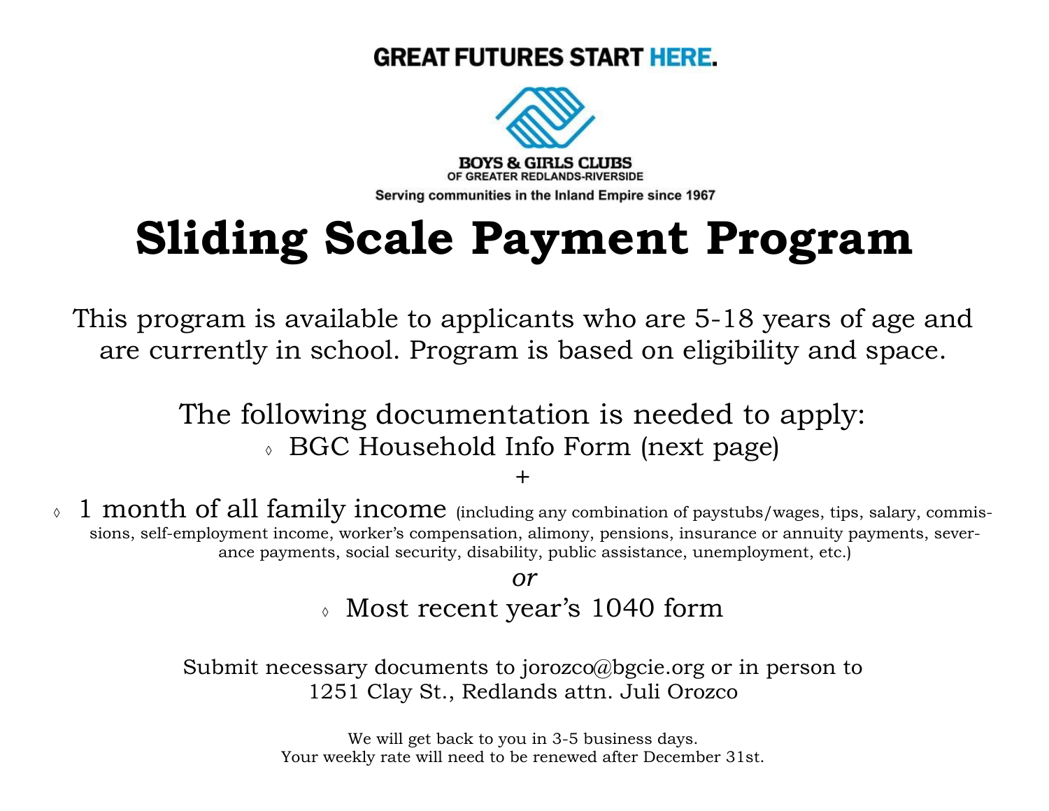**GREAT FUTURES START HERE.**

**BOYS & GIRLS CLUBS**
OF GREATER REDLANDS-RIVERSIDE
Serving communities in the Inland Empire since 1967

# Sliding Scale Payment Program

This program is available to applicants who are 5-18 years of age and are currently in school. Program is based on eligibility and space.

The following documentation is needed to apply:

- BGC Household Info Form (next page)

+

- 1 month of all family income (including any combination of paystubs/wages, tips, salary, commissions, self-employment income, worker's compensation, alimony, pensions, insurance or annuity payments, severance payments, social security, disability, public assistance, unemployment, etc.)

*or*

- Most recent year's 1040 form

Submit necessary documents to jorozco@bgcie.org or in person to 1251 Clay St., Redlands attn. Juli Orozco

We will get back to you in 3-5 business days.
Your weekly rate will need to be renewed after December 31st.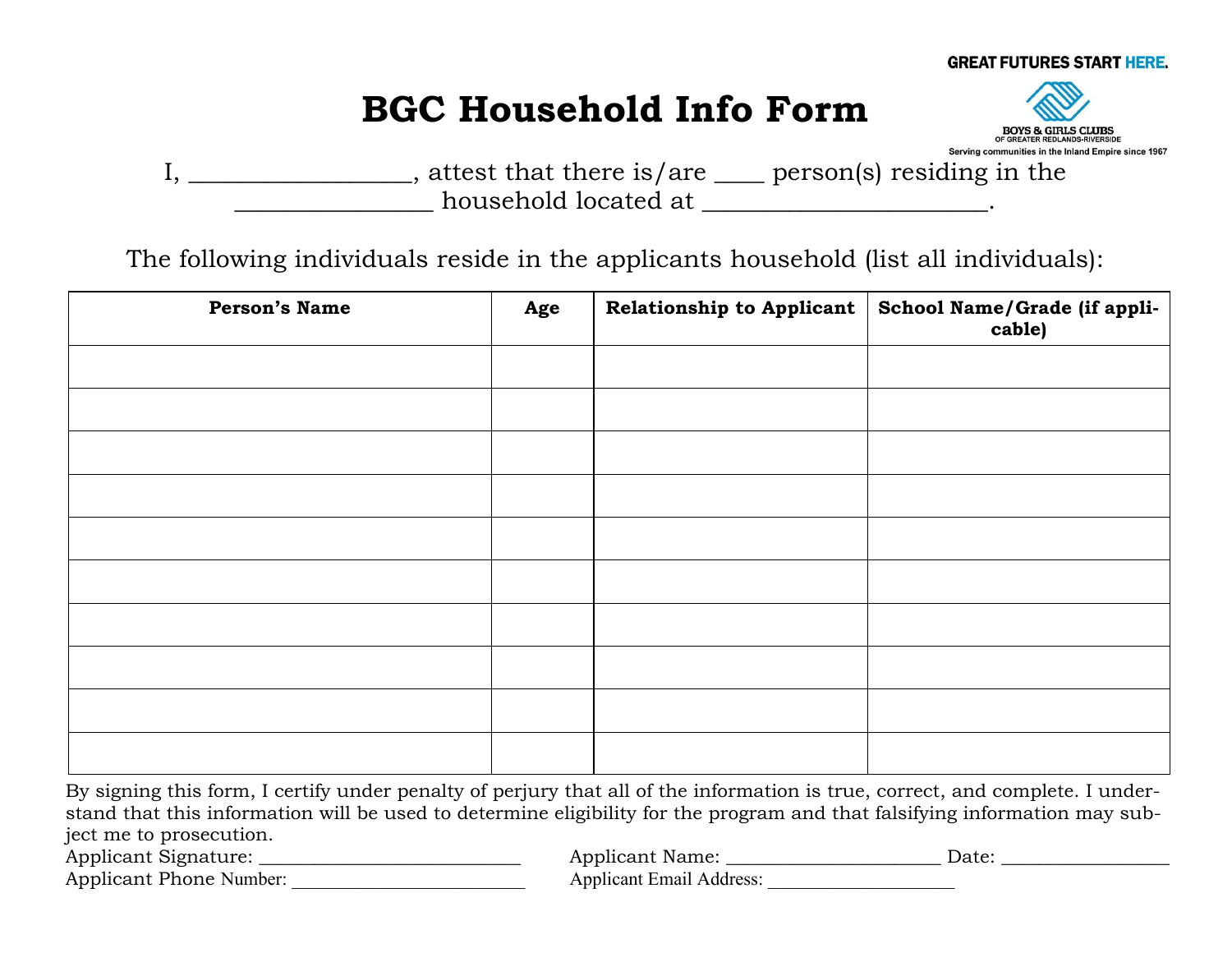GREAT FUTURES START HERE.

BOYS & GIRLS CLUBS OF GREATER REDLANDS-RIVERSIDE

Serving communities in the Inland Empire since 1967

# BGC Household Info Form

I, __________________, attest that there is/are ____ person(s) residing in the ________________ household located at _______________________.

The following individuals reside in the applicants household (list all individuals):

| Person's Name | Age | Relationship to Applicant | School Name/Grade (if applicable) |
|---|---|---|---|
| | | | |
| | | | |
| | | | |
| | | | |
| | | | |
| | | | |
| | | | |
| | | | |
| | | | |
| | | | |

By signing this form, I certify under penalty of perjury that all of the information is true, correct, and complete. I understand that this information will be used to determine eligibility for the program and that falsifying information may subject me to prosecution.

Applicant Signature: ___________________________ Applicant Name: ______________________ Date: _________________

Applicant Phone Number: ________________________ Applicant Email Address: ____________________